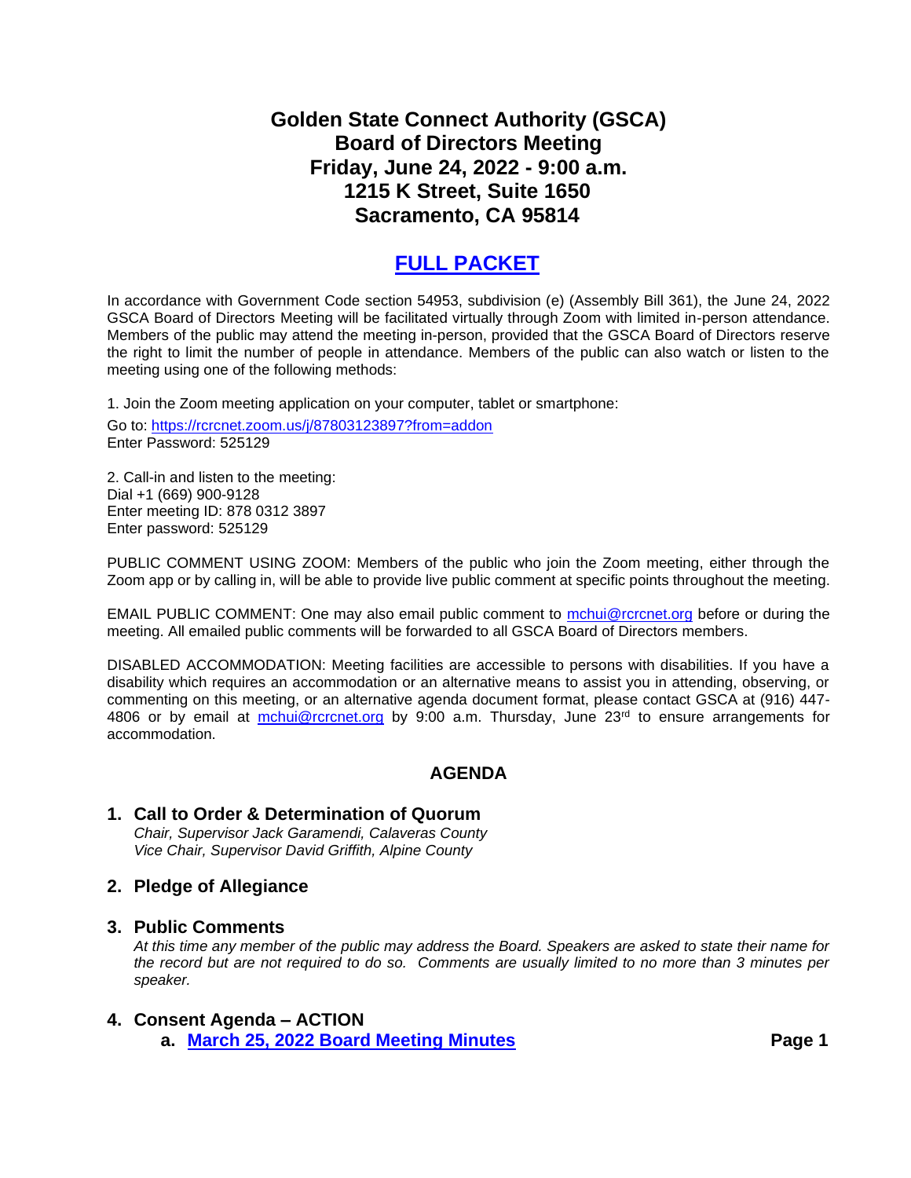# Golden State Connect Authority (GSCA)
# Board of Directors Meeting
# Friday, June 24, 2022 - 9:00 a.m.
# 1215 K Street, Suite 1650
# Sacramento, CA 95814

## [FULL PACKET]

In accordance with Government Code section 54953, subdivision (e) (Assembly Bill 361), the June 24, 2022 GSCA Board of Directors Meeting will be facilitated virtually through Zoom with limited in-person attendance. Members of the public may attend the meeting in-person, provided that the GSCA Board of Directors reserve the right to limit the number of people in attendance. Members of the public can also watch or listen to the meeting using one of the following methods:

1. Join the Zoom meeting application on your computer, tablet or smartphone:

Go to: https://rcrcnet.zoom.us/j/87803123897?from=addon
Enter Password: 525129

2. Call-in and listen to the meeting:
Dial +1 (669) 900-9128
Enter meeting ID: 878 0312 3897
Enter password: 525129

PUBLIC COMMENT USING ZOOM: Members of the public who join the Zoom meeting, either through the Zoom app or by calling in, will be able to provide live public comment at specific points throughout the meeting.

EMAIL PUBLIC COMMENT: One may also email public comment to mchui@rcrcnet.org before or during the meeting. All emailed public comments will be forwarded to all GSCA Board of Directors members.

DISABLED ACCOMMODATION: Meeting facilities are accessible to persons with disabilities. If you have a disability which requires an accommodation or an alternative means to assist you in attending, observing, or commenting on this meeting, or an alternative agenda document format, please contact GSCA at (916) 447-4806 or by email at mchui@rcrcnet.org by 9:00 a.m. Thursday, June 23rd to ensure arrangements for accommodation.

## AGENDA

### 1. Call to Order & Determination of Quorum
*Chair, Supervisor Jack Garamendi, Calaveras County*
*Vice Chair, Supervisor David Griffith, Alpine County*

### 2. Pledge of Allegiance

### 3. Public Comments
*At this time any member of the public may address the Board. Speakers are asked to state their name for the record but are not required to do so. Comments are usually limited to no more than 3 minutes per speaker.*

### 4. Consent Agenda – ACTION
**a. March 25, 2022 Board Meeting Minutes** **Page 1**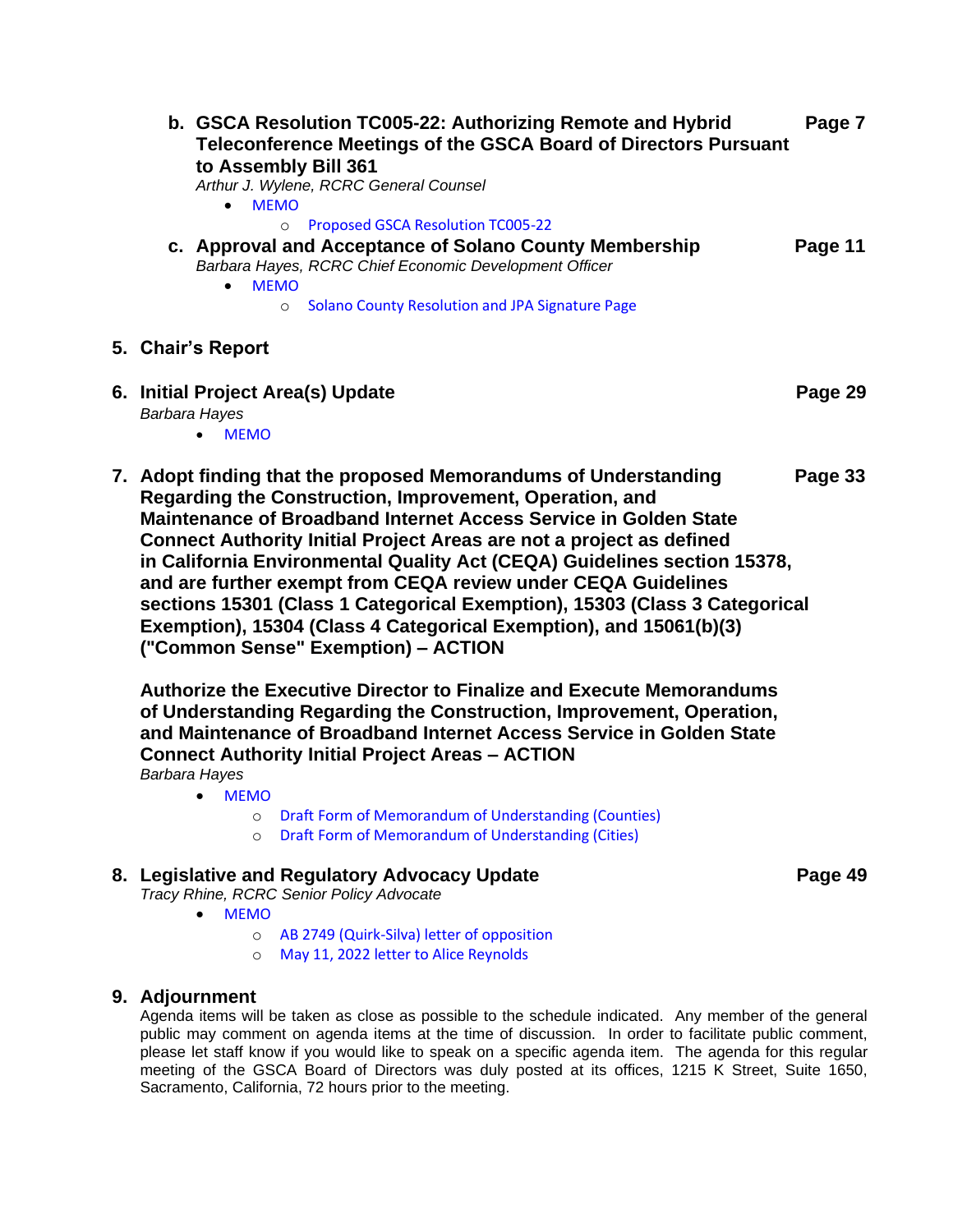b. **GSCA Resolution TC005-22: Authorizing Remote and Hybrid Teleconference Meetings of the GSCA Board of Directors Pursuant to Assembly Bill 361** **Page 7**
   *Arthur J. Wylene, RCRC General Counsel*
   - MEMO
     - Proposed GSCA Resolution TC005-22

c. **Approval and Acceptance of Solano County Membership** **Page 11**
   *Barbara Hayes, RCRC Chief Economic Development Officer*
   - MEMO
     - Solano County Resolution and JPA Signature Page

**5. Chair's Report**

**6. Initial Project Area(s) Update** **Page 29**
*Barbara Hayes*
- MEMO

**7. Adopt finding that the proposed Memorandums of Understanding Regarding the Construction, Improvement, Operation, and Maintenance of Broadband Internet Access Service in Golden State Connect Authority Initial Project Areas are not a project as defined in California Environmental Quality Act (CEQA) Guidelines section 15378, and are further exempt from CEQA review under CEQA Guidelines sections 15301 (Class 1 Categorical Exemption), 15303 (Class 3 Categorical Exemption), 15304 (Class 4 Categorical Exemption), and 15061(b)(3) ("Common Sense" Exemption) – ACTION** **Page 33**

**Authorize the Executive Director to Finalize and Execute Memorandums of Understanding Regarding the Construction, Improvement, Operation, and Maintenance of Broadband Internet Access Service in Golden State Connect Authority Initial Project Areas – ACTION**
*Barbara Hayes*
- MEMO
  - Draft Form of Memorandum of Understanding (Counties)
  - Draft Form of Memorandum of Understanding (Cities)

**8. Legislative and Regulatory Advocacy Update** **Page 49**
*Tracy Rhine, RCRC Senior Policy Advocate*
- MEMO
  - AB 2749 (Quirk-Silva) letter of opposition
  - May 11, 2022 letter to Alice Reynolds

**9. Adjournment**

Agenda items will be taken as close as possible to the schedule indicated. Any member of the general public may comment on agenda items at the time of discussion. In order to facilitate public comment, please let staff know if you would like to speak on a specific agenda item. The agenda for this regular meeting of the GSCA Board of Directors was duly posted at its offices, 1215 K Street, Suite 1650, Sacramento, California, 72 hours prior to the meeting.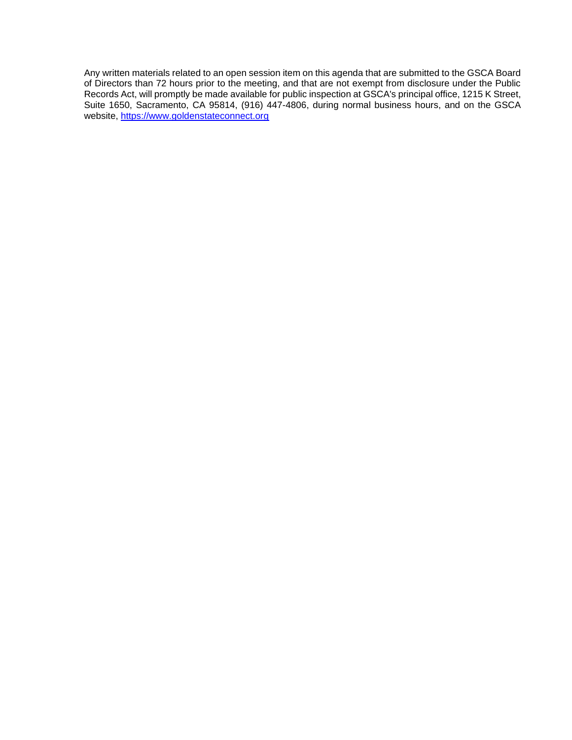Any written materials related to an open session item on this agenda that are submitted to the GSCA Board of Directors than 72 hours prior to the meeting, and that are not exempt from disclosure under the Public Records Act, will promptly be made available for public inspection at GSCA's principal office, 1215 K Street, Suite 1650, Sacramento, CA 95814, (916) 447-4806, during normal business hours, and on the GSCA website, [https://www.goldenstateconnect.org](https://www.goldenstateconnect.org)